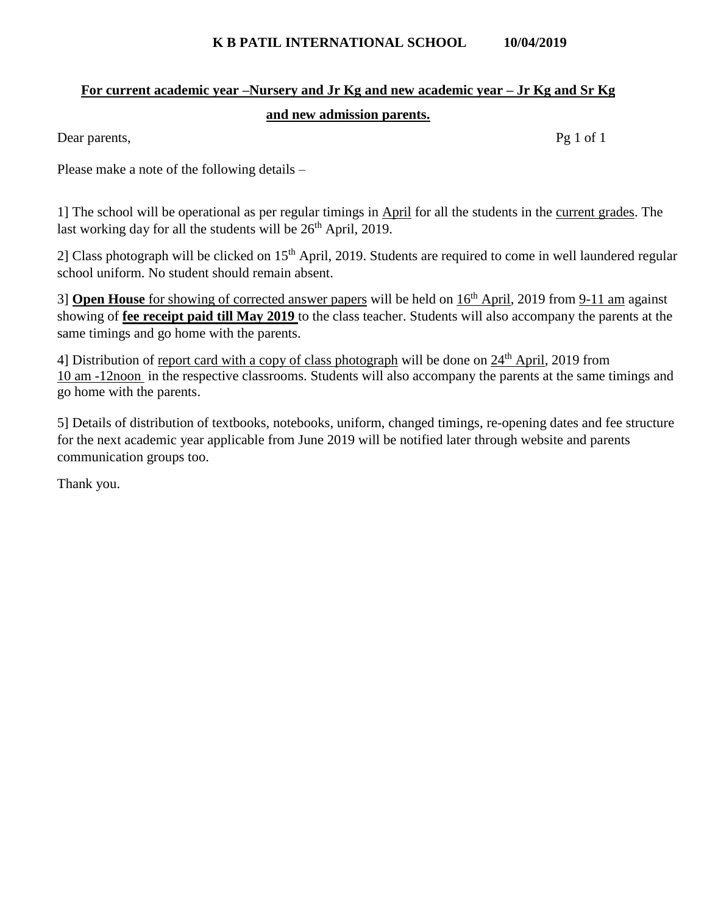**K B PATIL INTERNATIONAL SCHOOL 10/04/2019**

**For current academic year –Nursery and Jr Kg and new academic year – Jr Kg and Sr Kg and new admission parents.**

Dear parents,

Please make a note of the following details –

1] The school will be operational as per regular timings in April for all the students in the current grades. The last working day for all the students will be 26th April, 2019.

2] Class photograph will be clicked on 15th April, 2019. Students are required to come in well laundered regular school uniform. No student should remain absent.

3] **Open House** for showing of corrected answer papers will be held on 16th April, 2019 from 9-11 am against showing of **fee receipt paid till May 2019** to the class teacher. Students will also accompany the parents at the same timings and go home with the parents.

4] Distribution of report card with a copy of class photograph will be done on 24th April, 2019 from 10 am -12noon in the respective classrooms. Students will also accompany the parents at the same timings and go home with the parents.

5] Details of distribution of textbooks, notebooks, uniform, changed timings, re-opening dates and fee structure for the next academic year applicable from June 2019 will be notified later through website and parents communication groups too.

Thank you.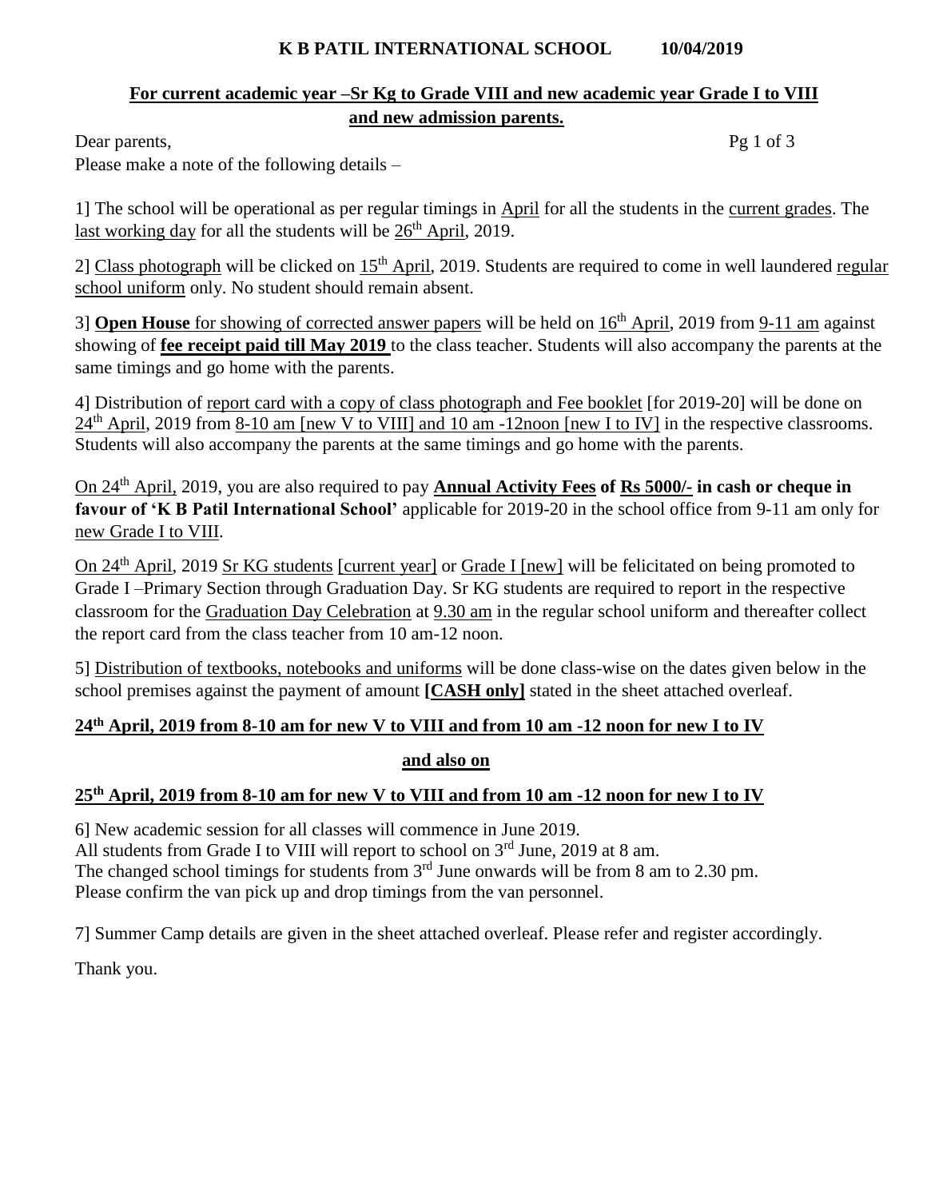**K B PATIL INTERNATIONAL SCHOOL 10/04/2019**

**For current academic year –Sr Kg to Grade VIII and new academic year Grade I to VIII and new admission parents.**

Dear parents,

Please make a note of the following details –

1] The school will be operational as per regular timings in April for all the students in the current grades. The last working day for all the students will be 26th April, 2019.

2] Class photograph will be clicked on 15th April, 2019. Students are required to come in well laundered regular school uniform only. No student should remain absent.

3] **Open House** for showing of corrected answer papers will be held on 16th April, 2019 from 9-11 am against showing of **fee receipt paid till May 2019** to the class teacher. Students will also accompany the parents at the same timings and go home with the parents.

4] Distribution of report card with a copy of class photograph and Fee booklet [for 2019-20] will be done on 24th April, 2019 from 8-10 am [new V to VIII] and 10 am -12noon [new I to IV] in the respective classrooms. Students will also accompany the parents at the same timings and go home with the parents.

On 24th April, 2019, you are also required to pay **Annual Activity Fees of Rs 5000/- in cash or cheque in favour of 'K B Patil International School'** applicable for 2019-20 in the school office from 9-11 am only for new Grade I to VIII.

On 24th April, 2019 Sr KG students [current year] or Grade I [new] will be felicitated on being promoted to Grade I –Primary Section through Graduation Day. Sr KG students are required to report in the respective classroom for the Graduation Day Celebration at 9.30 am in the regular school uniform and thereafter collect the report card from the class teacher from 10 am-12 noon.

5] Distribution of textbooks, notebooks and uniforms will be done class-wise on the dates given below in the school premises against the payment of amount **[CASH only]** stated in the sheet attached overleaf.

**24th April, 2019 from 8-10 am for new V to VIII and from 10 am -12 noon for new I to IV**

**and also on**

**25th April, 2019 from 8-10 am for new V to VIII and from 10 am -12 noon for new I to IV**

6] New academic session for all classes will commence in June 2019.
All students from Grade I to VIII will report to school on 3rd June, 2019 at 8 am.
The changed school timings for students from 3rd June onwards will be from 8 am to 2.30 pm.
Please confirm the van pick up and drop timings from the van personnel.

7] Summer Camp details are given in the sheet attached overleaf. Please refer and register accordingly.

Thank you.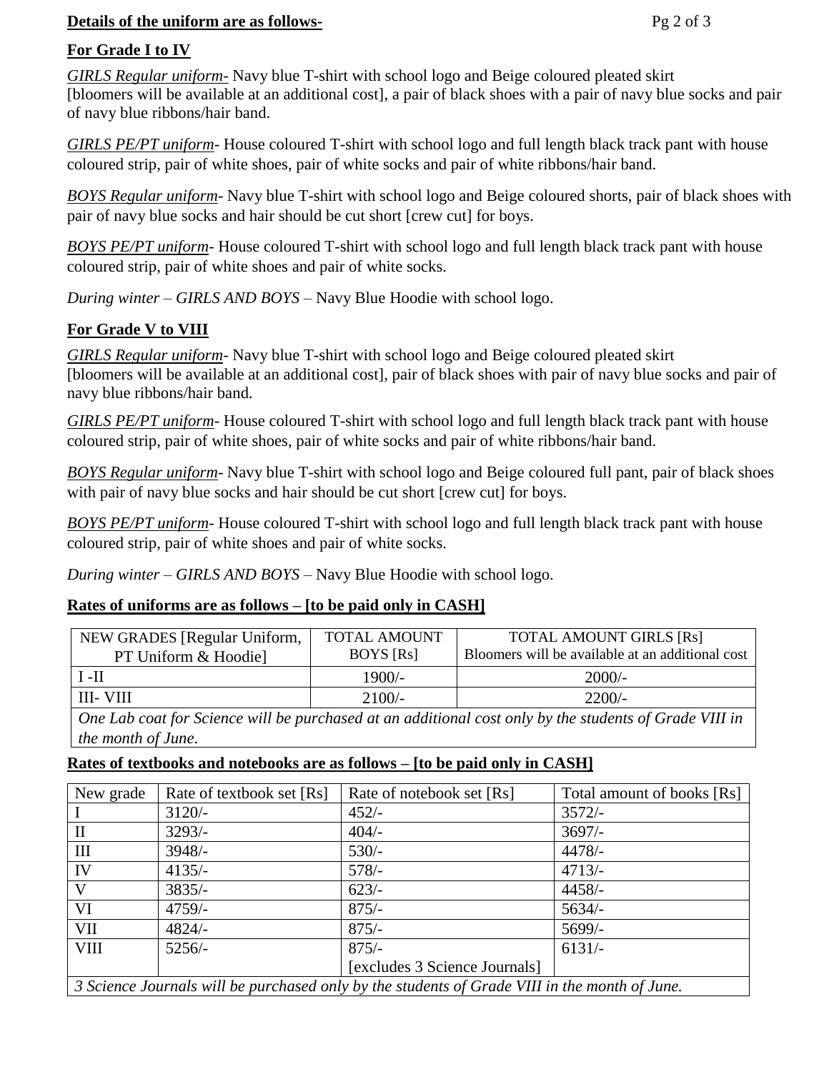**Details of the uniform are as follows-**

**For Grade I to IV**

*GIRLS Regular uniform-* Navy blue T-shirt with school logo and Beige coloured pleated skirt [bloomers will be available at an additional cost], a pair of black shoes with a pair of navy blue socks and pair of navy blue ribbons/hair band.

*GIRLS PE/PT uniform*- House coloured T-shirt with school logo and full length black track pant with house coloured strip, pair of white shoes, pair of white socks and pair of white ribbons/hair band.

*BOYS Regular uniform*- Navy blue T-shirt with school logo and Beige coloured shorts, pair of black shoes with pair of navy blue socks and hair should be cut short [crew cut] for boys.

*BOYS PE/PT uniform*- House coloured T-shirt with school logo and full length black track pant with house coloured strip, pair of white shoes and pair of white socks.

*During winter – GIRLS AND BOYS* – Navy Blue Hoodie with school logo.

**For Grade V to VIII**

*GIRLS Regular uniform*- Navy blue T-shirt with school logo and Beige coloured pleated skirt [bloomers will be available at an additional cost], pair of black shoes with pair of navy blue socks and pair of navy blue ribbons/hair band.

*GIRLS PE/PT uniform*- House coloured T-shirt with school logo and full length black track pant with house coloured strip, pair of white shoes, pair of white socks and pair of white ribbons/hair band.

*BOYS Regular uniform*- Navy blue T-shirt with school logo and Beige coloured full pant, pair of black shoes with pair of navy blue socks and hair should be cut short [crew cut] for boys.

*BOYS PE/PT uniform*- House coloured T-shirt with school logo and full length black track pant with house coloured strip, pair of white shoes and pair of white socks.

*During winter – GIRLS AND BOYS* – Navy Blue Hoodie with school logo.

**Rates of uniforms are as follows – [to be paid only in CASH]**

| NEW GRADES [Regular Uniform, PT Uniform & Hoodie] | TOTAL AMOUNT BOYS [Rs] | TOTAL AMOUNT GIRLS [Rs] Bloomers will be available at an additional cost |
|---|---|---|
| I -II | 1900/- | 2000/- |
| III- VIII | 2100/- | 2200/- |
| *One Lab coat for Science will be purchased at an additional cost only by the students of Grade VIII in the month of June.* | | |

**Rates of textbooks and notebooks are as follows – [to be paid only in CASH]**

| New grade | Rate of textbook set [Rs] | Rate of notebook set [Rs] | Total amount of books [Rs] |
|---|---|---|---|
| I | 3120/- | 452/- | 3572/- |
| II | 3293/- | 404/- | 3697/- |
| III | 3948/- | 530/- | 4478/- |
| IV | 4135/- | 578/- | 4713/- |
| V | 3835/- | 623/- | 4458/- |
| VI | 4759/- | 875/- | 5634/- |
| VII | 4824/- | 875/- | 5699/- |
| VIII | 5256/- | 875/- [excludes 3 Science Journals] | 6131/- |
| *3 Science Journals will be purchased only by the students of Grade VIII in the month of June.* | | | |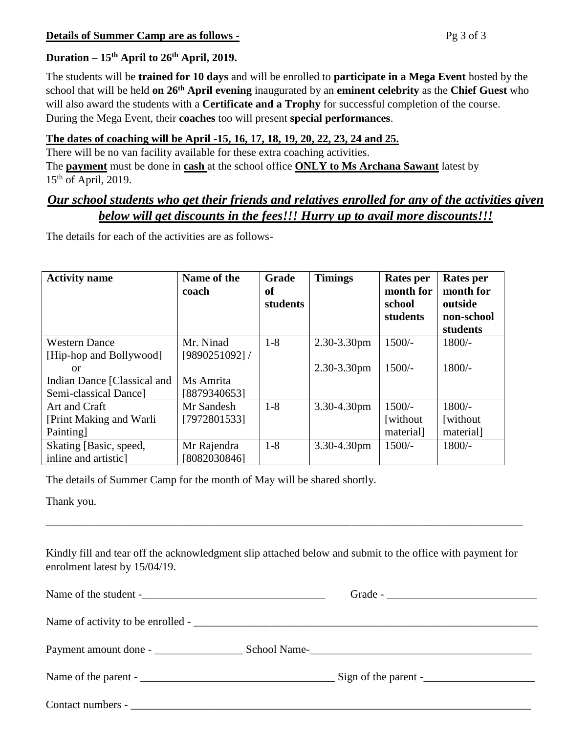**Details of Summer Camp are as follows -**

**Duration – 15th April to 26th April, 2019.**

The students will be **trained for 10 days** and will be enrolled to **participate in a Mega Event** hosted by the school that will be held **on 26th April evening** inaugurated by an **eminent celebrity** as the **Chief Guest** who will also award the students with a **Certificate and a Trophy** for successful completion of the course. During the Mega Event, their **coaches** too will present **special performances**.

**The dates of coaching will be April -15, 16, 17, 18, 19, 20, 22, 23, 24 and 25.**

There will be no van facility available for these extra coaching activities.
The **payment** must be done in **cash** at the school office **ONLY to Ms Archana Sawant** latest by 15th of April, 2019.

***Our school students who get their friends and relatives enrolled for any of the activities given below will get discounts in the fees!!! Hurry up to avail more discounts!!!***

The details for each of the activities are as follows-

| Activity name | Name of the coach | Grade of students | Timings | Rates per month for school students | Rates per month for outside non-school students |
|---|---|---|---|---|---|
| Western Dance [Hip-hop and Bollywood] or Indian Dance [Classical and Semi-classical Dance] | Mr. Ninad [9890251092] / Ms Amrita [8879340653] | 1-8 | 2.30-3.30pm / 2.30-3.30pm | 1500/- / 1500/- | 1800/- / 1800/- |
| Art and Craft [Print Making and Warli Painting] | Mr Sandesh [7972801533] | 1-8 | 3.30-4.30pm | 1500/- [without material] | 1800/- [without material] |
| Skating [Basic, speed, inline and artistic] | Mr Rajendra [8082030846] | 1-8 | 3.30-4.30pm | 1500/- | 1800/- |

The details of Summer Camp for the month of May will be shared shortly.

Thank you.

---

Kindly fill and tear off the acknowledgment slip attached below and submit to the office with payment for enrolment latest by 15/04/19.

Name of the student -\_\_\_\_\_\_\_\_\_\_\_\_\_\_\_\_\_\_\_\_\_\_\_\_\_\_\_\_ Grade - \_\_\_\_\_\_\_\_\_\_\_\_\_\_\_\_\_\_\_\_\_\_

Name of activity to be enrolled - \_\_\_\_\_\_\_\_\_\_\_\_\_\_\_\_\_\_\_\_\_\_\_\_\_\_\_\_\_\_\_\_\_\_\_\_\_\_\_\_\_\_\_\_\_\_\_\_\_\_

Payment amount done - \_\_\_\_\_\_\_\_\_\_\_\_\_ School Name-\_\_\_\_\_\_\_\_\_\_\_\_\_\_\_\_\_\_\_\_\_\_\_\_\_\_\_\_\_\_\_\_\_\_

Name of the parent - \_\_\_\_\_\_\_\_\_\_\_\_\_\_\_\_\_\_\_\_\_\_\_\_\_\_\_\_ Sign of the parent -\_\_\_\_\_\_\_\_\_\_\_\_\_\_\_\_

Contact numbers - \_\_\_\_\_\_\_\_\_\_\_\_\_\_\_\_\_\_\_\_\_\_\_\_\_\_\_\_\_\_\_\_\_\_\_\_\_\_\_\_\_\_\_\_\_\_\_\_\_\_\_\_\_\_\_\_\_\_\_\_